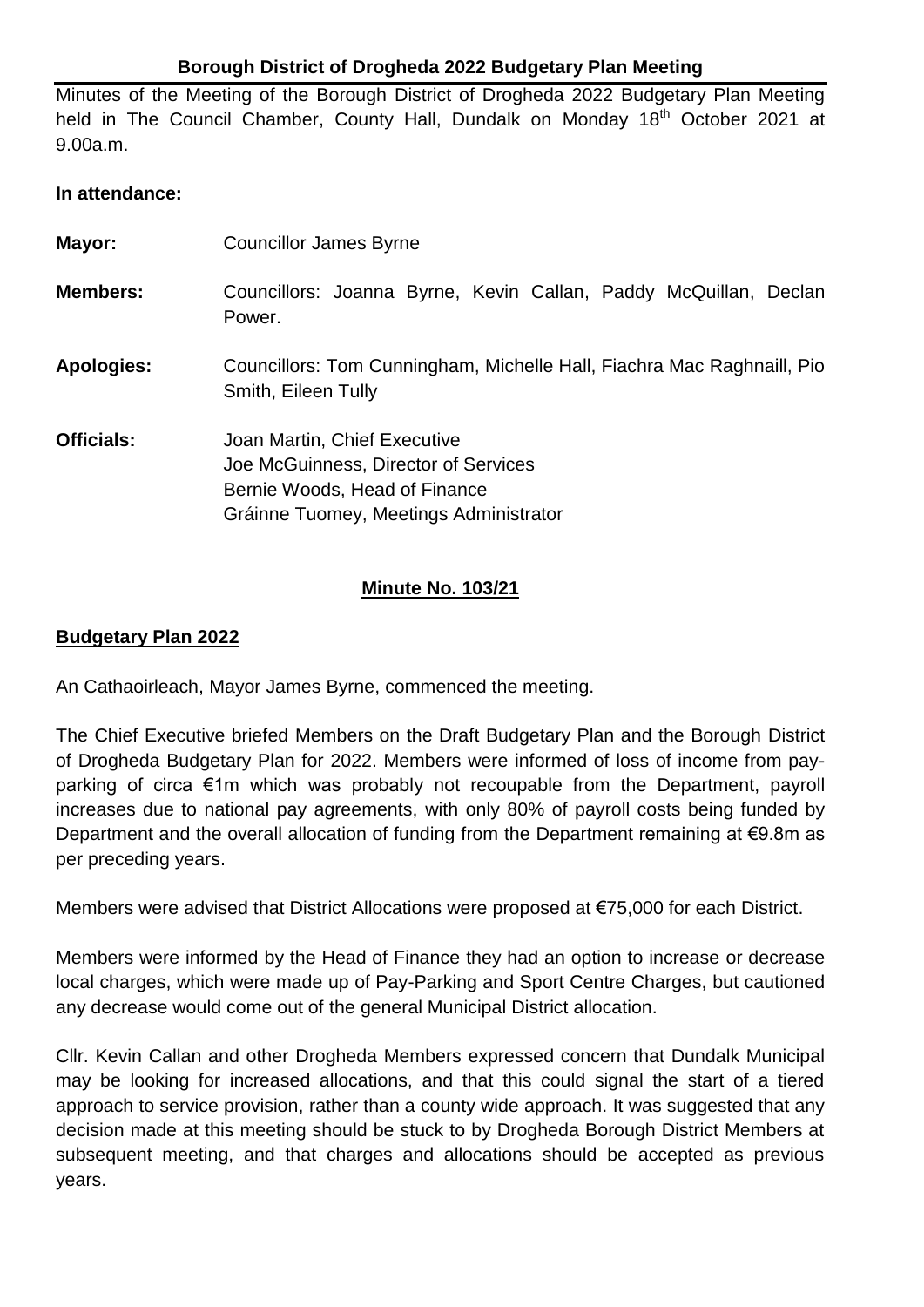# Borough District of Drogheda 2022 Budgetary Plan Meeting

Minutes of the Meeting of the Borough District of Drogheda 2022 Budgetary Plan Meeting held in The Council Chamber, County Hall, Dundalk on Monday 18th October 2021 at 9.00a.m.

**In attendance:**

| | |
|---|---|
| **Mayor:** | Councillor James Byrne |
| **Members:** | Councillors: Joanna Byrne, Kevin Callan, Paddy McQuillan, Declan Power. |
| **Apologies:** | Councillors: Tom Cunningham, Michelle Hall, Fiachra Mac Raghnaill, Pio Smith, Eileen Tully |
| **Officials:** | Joan Martin, Chief Executive<br>Joe McGuinness, Director of Services<br>Bernie Woods, Head of Finance<br>Gráinne Tuomey, Meetings Administrator |

## Minute No. 103/21

### Budgetary Plan 2022

An Cathaoirleach, Mayor James Byrne, commenced the meeting.

The Chief Executive briefed Members on the Draft Budgetary Plan and the Borough District of Drogheda Budgetary Plan for 2022. Members were informed of loss of income from pay-parking of circa €1m which was probably not recoupable from the Department, payroll increases due to national pay agreements, with only 80% of payroll costs being funded by Department and the overall allocation of funding from the Department remaining at €9.8m as per preceding years.

Members were advised that District Allocations were proposed at €75,000 for each District.

Members were informed by the Head of Finance they had an option to increase or decrease local charges, which were made up of Pay-Parking and Sport Centre Charges, but cautioned any decrease would come out of the general Municipal District allocation.

Cllr. Kevin Callan and other Drogheda Members expressed concern that Dundalk Municipal may be looking for increased allocations, and that this could signal the start of a tiered approach to service provision, rather than a county wide approach. It was suggested that any decision made at this meeting should be stuck to by Drogheda Borough District Members at subsequent meeting, and that charges and allocations should be accepted as previous years.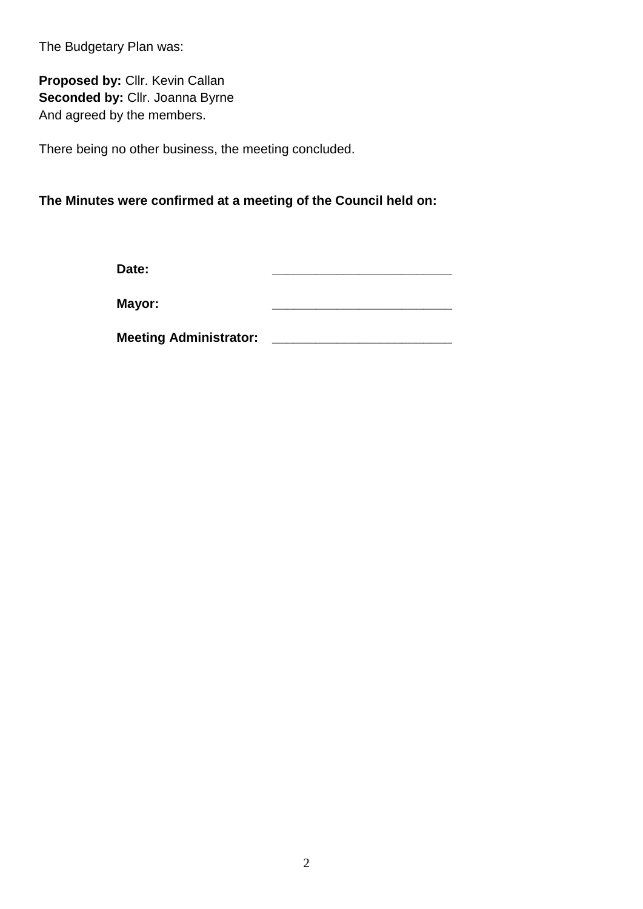The Budgetary Plan was:

**Proposed by:** Cllr. Kevin Callan
**Seconded by:** Cllr. Joanna Byrne
And agreed by the members.

There being no other business, the meeting concluded.

**The Minutes were confirmed at a meeting of the Council held on:**

**Date:** _________________________

**Mayor:** _________________________

**Meeting Administrator:** _________________________